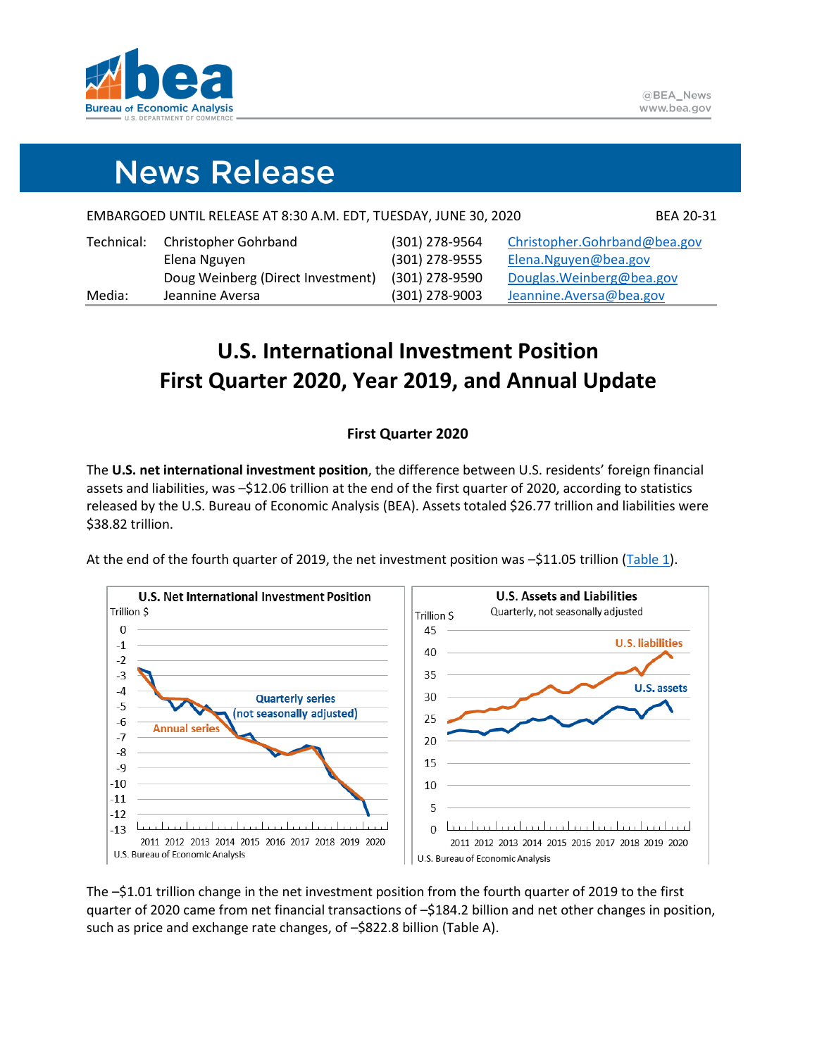EMBARGOED UNTIL RELEASE AT 8:30 A.M. EDT, TUESDAY, JUNE 30, 2020 BEA 20-31

| | | | |
|---|---|---|---|
| Technical: | Christopher Gohrband | (301) 278-9564 | Christopher.Gohrband@bea.gov |
| | Elena Nguyen | (301) 278-9555 | Elena.Nguyen@bea.gov |
| | Doug Weinberg (Direct Investment) | (301) 278-9590 | Douglas.Weinberg@bea.gov |
| Media: | Jeannine Aversa | (301) 278-9003 | Jeannine.Aversa@bea.gov |

# U.S. International Investment Position First Quarter 2020, Year 2019, and Annual Update

### First Quarter 2020

The **U.S. net international investment position**, the difference between U.S. residents' foreign financial assets and liabilities, was –$12.06 trillion at the end of the first quarter of 2020, according to statistics released by the U.S. Bureau of Economic Analysis (BEA). Assets totaled $26.77 trillion and liabilities were $38.82 trillion.

At the end of the fourth quarter of 2019, the net investment position was –$11.05 trillion (Table 1).

The –$1.01 trillion change in the net investment position from the fourth quarter of 2019 to the first quarter of 2020 came from net financial transactions of –$184.2 billion and net other changes in position, such as price and exchange rate changes, of –$822.8 billion (Table A).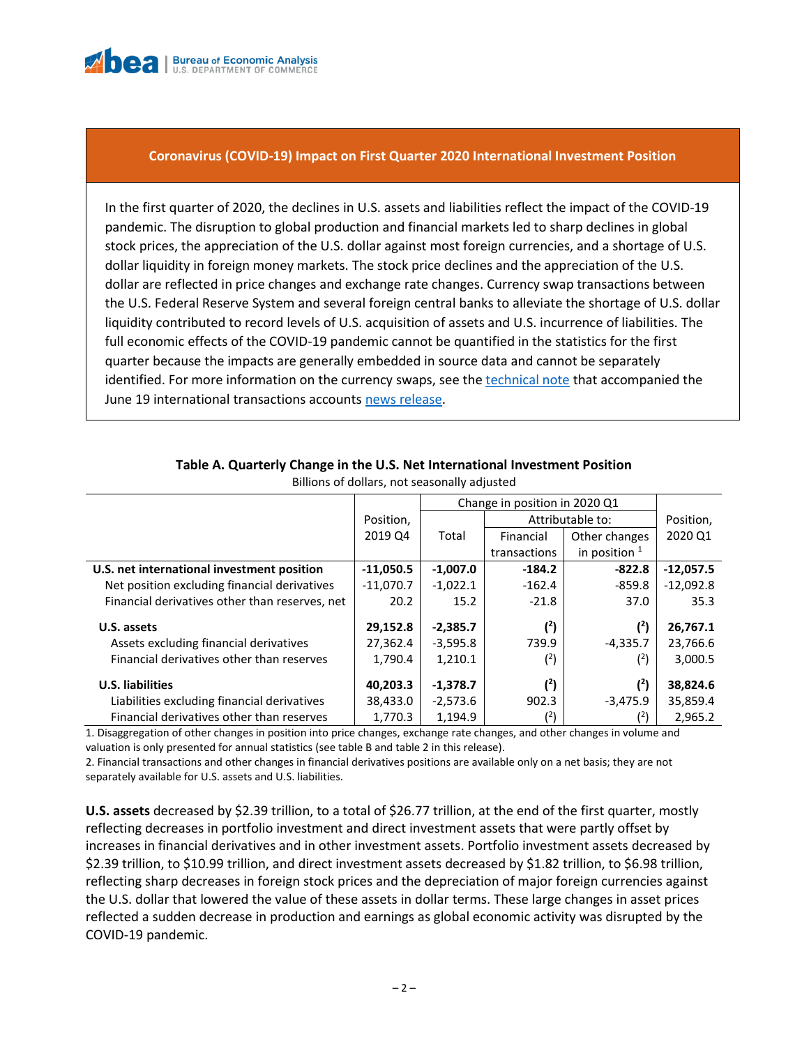## Coronavirus (COVID-19) Impact on First Quarter 2020 International Investment Position

In the first quarter of 2020, the declines in U.S. assets and liabilities reflect the impact of the COVID-19 pandemic. The disruption to global production and financial markets led to sharp declines in global stock prices, the appreciation of the U.S. dollar against most foreign currencies, and a shortage of U.S. dollar liquidity in foreign money markets. The stock price declines and the appreciation of the U.S. dollar are reflected in price changes and exchange rate changes. Currency swap transactions between the U.S. Federal Reserve System and several foreign central banks to alleviate the shortage of U.S. dollar liquidity contributed to record levels of U.S. acquisition of assets and U.S. incurrence of liabilities. The full economic effects of the COVID-19 pandemic cannot be quantified in the statistics for the first quarter because the impacts are generally embedded in source data and cannot be separately identified. For more information on the currency swaps, see the technical note that accompanied the June 19 international transactions accounts news release.

**Table A. Quarterly Change in the U.S. Net International Investment Position**

Billions of dollars, not seasonally adjusted

| | Position, 2019 Q4 | Change in position in 2020 Q1 | | | Position, 2020 Q1 |
|---|---|---|---|---|---|
| | | Total | Attributable to: | | |
| | | | Financial transactions | Other changes in position [1] | |
| **U.S. net international investment position** | **-11,050.5** | **-1,007.0** | **-184.2** | **-822.8** | **-12,057.5** |
| Net position excluding financial derivatives | -11,070.7 | -1,022.1 | -162.4 | -859.8 | -12,092.8 |
| Financial derivatives other than reserves, net | 20.2 | 15.2 | -21.8 | 37.0 | 35.3 |
| **U.S. assets** | **29,152.8** | **-2,385.7** | **(2)** | **(2)** | **26,767.1** |
| Assets excluding financial derivatives | 27,362.4 | -3,595.8 | 739.9 | -4,335.7 | 23,766.6 |
| Financial derivatives other than reserves | 1,790.4 | 1,210.1 | (2) | (2) | 3,000.5 |
| **U.S. liabilities** | **40,203.3** | **-1,378.7** | **(2)** | **(2)** | **38,824.6** |
| Liabilities excluding financial derivatives | 38,433.0 | -2,573.6 | 902.3 | -3,475.9 | 35,859.4 |
| Financial derivatives other than reserves | 1,770.3 | 1,194.9 | (2) | (2) | 2,965.2 |

1. Disaggregation of other changes in position into price changes, exchange rate changes, and other changes in volume and valuation is only presented for annual statistics (see table B and table 2 in this release).
2. Financial transactions and other changes in financial derivatives positions are available only on a net basis; they are not separately available for U.S. assets and U.S. liabilities.

**U.S. assets** decreased by $2.39 trillion, to a total of $26.77 trillion, at the end of the first quarter, mostly reflecting decreases in portfolio investment and direct investment assets that were partly offset by increases in financial derivatives and in other investment assets. Portfolio investment assets decreased by $2.39 trillion, to $10.99 trillion, and direct investment assets decreased by $1.82 trillion, to $6.98 trillion, reflecting sharp decreases in foreign stock prices and the depreciation of major foreign currencies against the U.S. dollar that lowered the value of these assets in dollar terms. These large changes in asset prices reflected a sudden decrease in production and earnings as global economic activity was disrupted by the COVID-19 pandemic.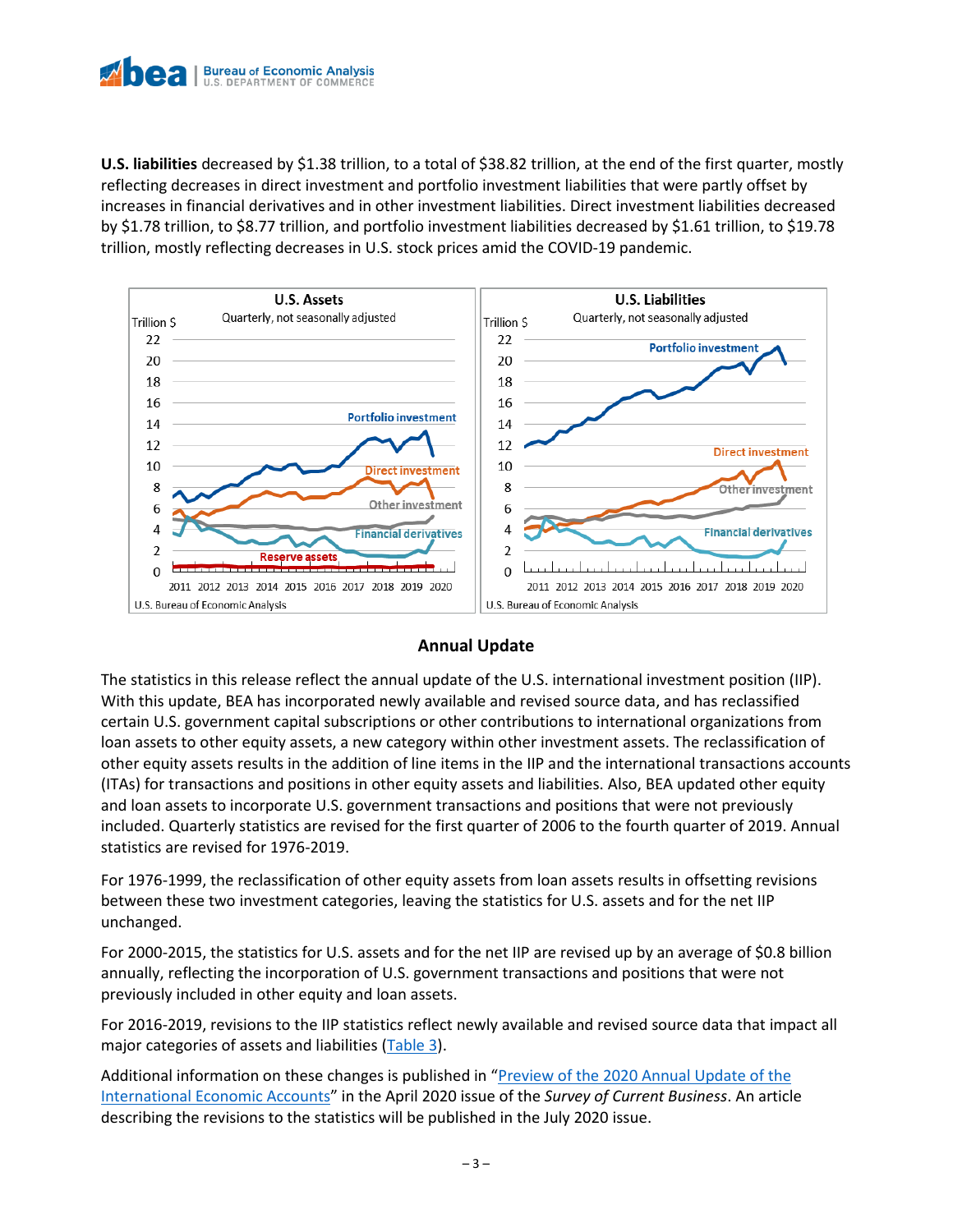**U.S. liabilities** decreased by $1.38 trillion, to a total of $38.82 trillion, at the end of the first quarter, mostly reflecting decreases in direct investment and portfolio investment liabilities that were partly offset by increases in financial derivatives and in other investment liabilities. Direct investment liabilities decreased by $1.78 trillion, to $8.77 trillion, and portfolio investment liabilities decreased by $1.61 trillion, to $19.78 trillion, mostly reflecting decreases in U.S. stock prices amid the COVID-19 pandemic.

## Annual Update

The statistics in this release reflect the annual update of the U.S. international investment position (IIP). With this update, BEA has incorporated newly available and revised source data, and has reclassified certain U.S. government capital subscriptions or other contributions to international organizations from loan assets to other equity assets, a new category within other investment assets. The reclassification of other equity assets results in the addition of line items in the IIP and the international transactions accounts (ITAs) for transactions and positions in other equity assets and liabilities. Also, BEA updated other equity and loan assets to incorporate U.S. government transactions and positions that were not previously included. Quarterly statistics are revised for the first quarter of 2006 to the fourth quarter of 2019. Annual statistics are revised for 1976-2019.

For 1976-1999, the reclassification of other equity assets from loan assets results in offsetting revisions between these two investment categories, leaving the statistics for U.S. assets and for the net IIP unchanged.

For 2000-2015, the statistics for U.S. assets and for the net IIP are revised up by an average of $0.8 billion annually, reflecting the incorporation of U.S. government transactions and positions that were not previously included in other equity and loan assets.

For 2016-2019, revisions to the IIP statistics reflect newly available and revised source data that impact all major categories of assets and liabilities (Table 3).

Additional information on these changes is published in "Preview of the 2020 Annual Update of the International Economic Accounts" in the April 2020 issue of the *Survey of Current Business*. An article describing the revisions to the statistics will be published in the July 2020 issue.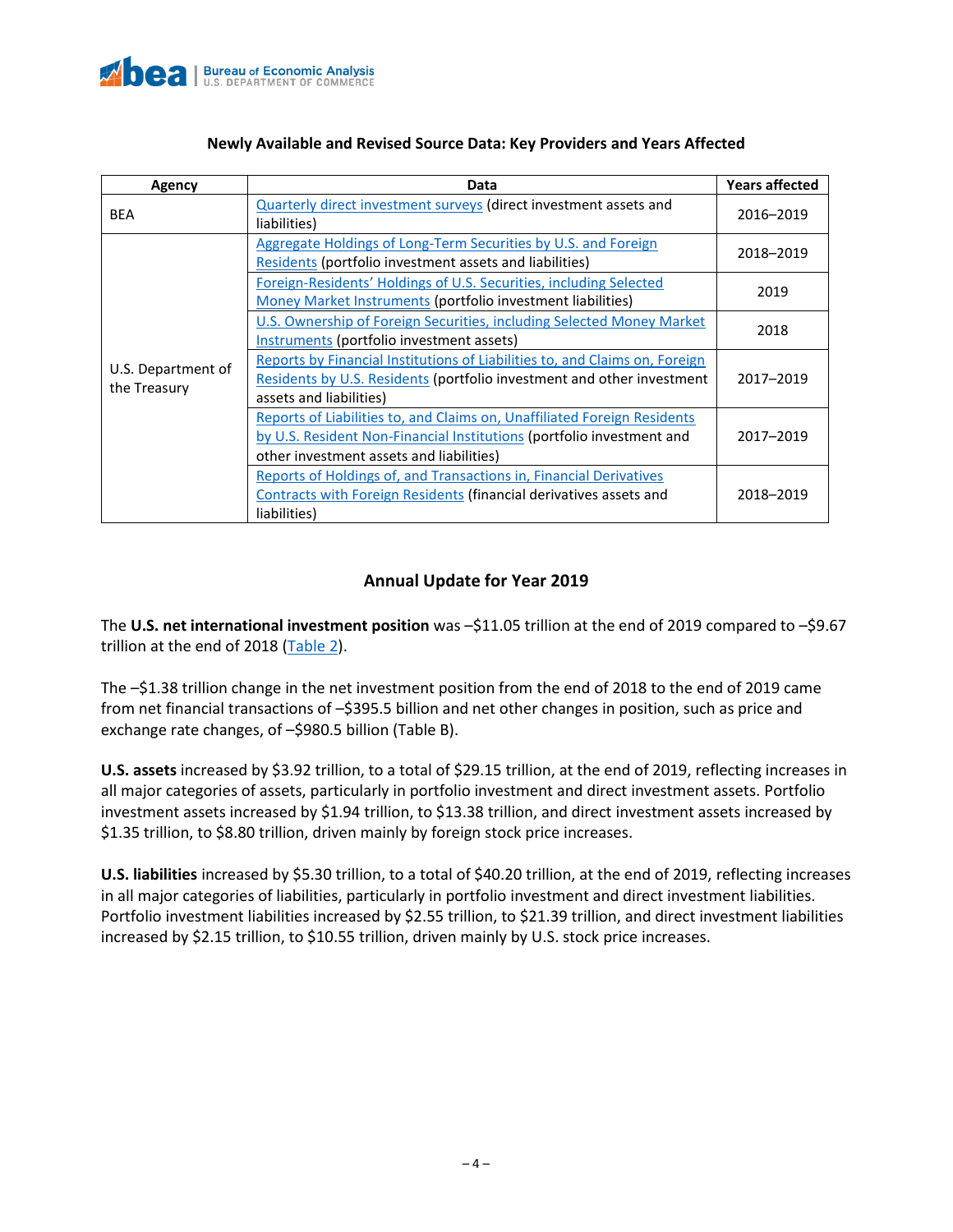**Newly Available and Revised Source Data: Key Providers and Years Affected**

| Agency | Data | Years affected |
|---|---|---|
| BEA | Quarterly direct investment surveys (direct investment assets and liabilities) | 2016–2019 |
| U.S. Department of the Treasury | Aggregate Holdings of Long-Term Securities by U.S. and Foreign Residents (portfolio investment assets and liabilities) | 2018–2019 |
| | Foreign-Residents' Holdings of U.S. Securities, including Selected Money Market Instruments (portfolio investment liabilities) | 2019 |
| | U.S. Ownership of Foreign Securities, including Selected Money Market Instruments (portfolio investment assets) | 2018 |
| | Reports by Financial Institutions of Liabilities to, and Claims on, Foreign Residents by U.S. Residents (portfolio investment and other investment assets and liabilities) | 2017–2019 |
| | Reports of Liabilities to, and Claims on, Unaffiliated Foreign Residents by U.S. Resident Non-Financial Institutions (portfolio investment and other investment assets and liabilities) | 2017–2019 |
| | Reports of Holdings of, and Transactions in, Financial Derivatives Contracts with Foreign Residents (financial derivatives assets and liabilities) | 2018–2019 |

## Annual Update for Year 2019

The **U.S. net international investment position** was –$11.05 trillion at the end of 2019 compared to –$9.67 trillion at the end of 2018 (Table 2).

The –$1.38 trillion change in the net investment position from the end of 2018 to the end of 2019 came from net financial transactions of –$395.5 billion and net other changes in position, such as price and exchange rate changes, of –$980.5 billion (Table B).

**U.S. assets** increased by $3.92 trillion, to a total of $29.15 trillion, at the end of 2019, reflecting increases in all major categories of assets, particularly in portfolio investment and direct investment assets. Portfolio investment assets increased by $1.94 trillion, to $13.38 trillion, and direct investment assets increased by $1.35 trillion, to $8.80 trillion, driven mainly by foreign stock price increases.

**U.S. liabilities** increased by $5.30 trillion, to a total of $40.20 trillion, at the end of 2019, reflecting increases in all major categories of liabilities, particularly in portfolio investment and direct investment liabilities. Portfolio investment liabilities increased by $2.55 trillion, to $21.39 trillion, and direct investment liabilities increased by $2.15 trillion, to $10.55 trillion, driven mainly by U.S. stock price increases.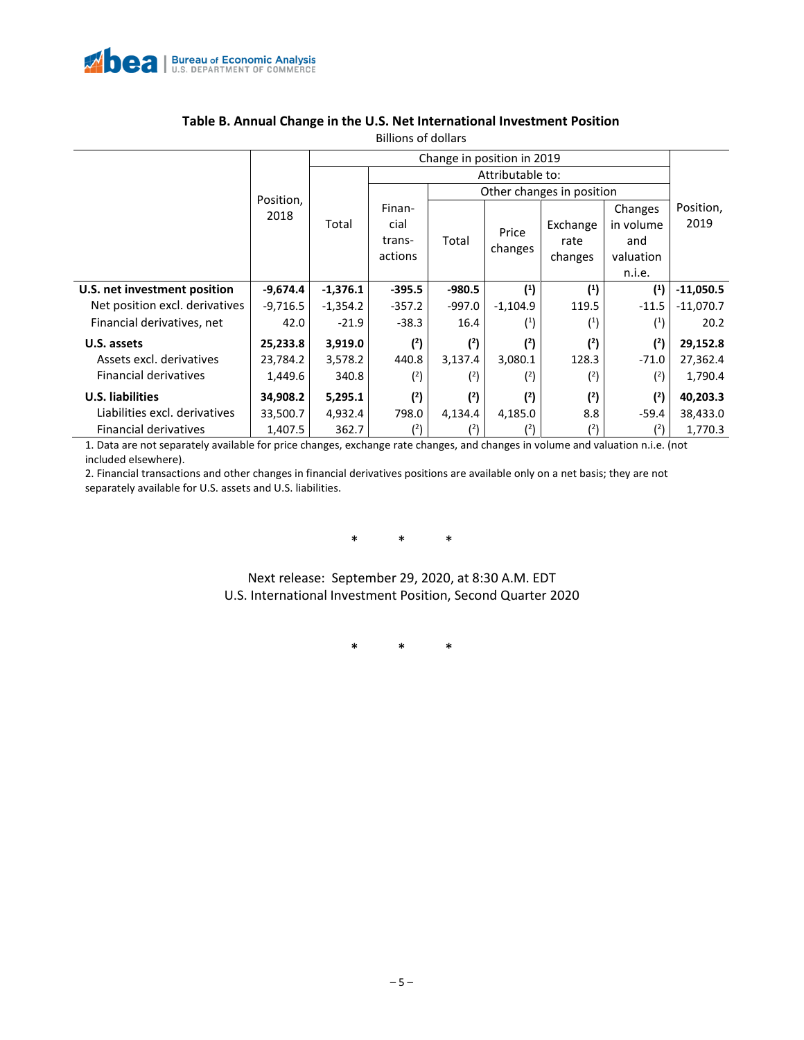## Table B. Annual Change in the U.S. Net International Investment Position

Billions of dollars

| | Position, 2018 | Change in position in 2019 | | | | | | Position, 2019 |
|---|---|---|---|---|---|---|---|---|
| | | Total | Attributable to: | | | | | |
| | | | Financial transactions | Other changes in position | | | | |
| | | | | Total | Price changes | Exchange rate changes | Changes in volume and valuation n.i.e. | |
| **U.S. net investment position** | **-9,674.4** | **-1,376.1** | **-395.5** | **-980.5** | **(1)** | **(1)** | **(1)** | **-11,050.5** |
| Net position excl. derivatives | -9,716.5 | -1,354.2 | -357.2 | -997.0 | -1,104.9 | 119.5 | -11.5 | -11,070.7 |
| Financial derivatives, net | 42.0 | -21.9 | -38.3 | 16.4 | (1) | (1) | (1) | 20.2 |
| **U.S. assets** | **25,233.8** | **3,919.0** | **(2)** | **(2)** | **(2)** | **(2)** | **(2)** | **29,152.8** |
| Assets excl. derivatives | 23,784.2 | 3,578.2 | 440.8 | 3,137.4 | 3,080.1 | 128.3 | -71.0 | 27,362.4 |
| Financial derivatives | 1,449.6 | 340.8 | (2) | (2) | (2) | (2) | (2) | 1,790.4 |
| **U.S. liabilities** | **34,908.2** | **5,295.1** | **(2)** | **(2)** | **(2)** | **(2)** | **(2)** | **40,203.3** |
| Liabilities excl. derivatives | 33,500.7 | 4,932.4 | 798.0 | 4,134.4 | 4,185.0 | 8.8 | -59.4 | 38,433.0 |
| Financial derivatives | 1,407.5 | 362.7 | (2) | (2) | (2) | (2) | (2) | 1,770.3 |

1. Data are not separately available for price changes, exchange rate changes, and changes in volume and valuation n.i.e. (not included elsewhere).
2. Financial transactions and other changes in financial derivatives positions are available only on a net basis; they are not separately available for U.S. assets and U.S. liabilities.

\* \* \*

Next release: September 29, 2020, at 8:30 A.M. EDT
U.S. International Investment Position, Second Quarter 2020

\* \* \*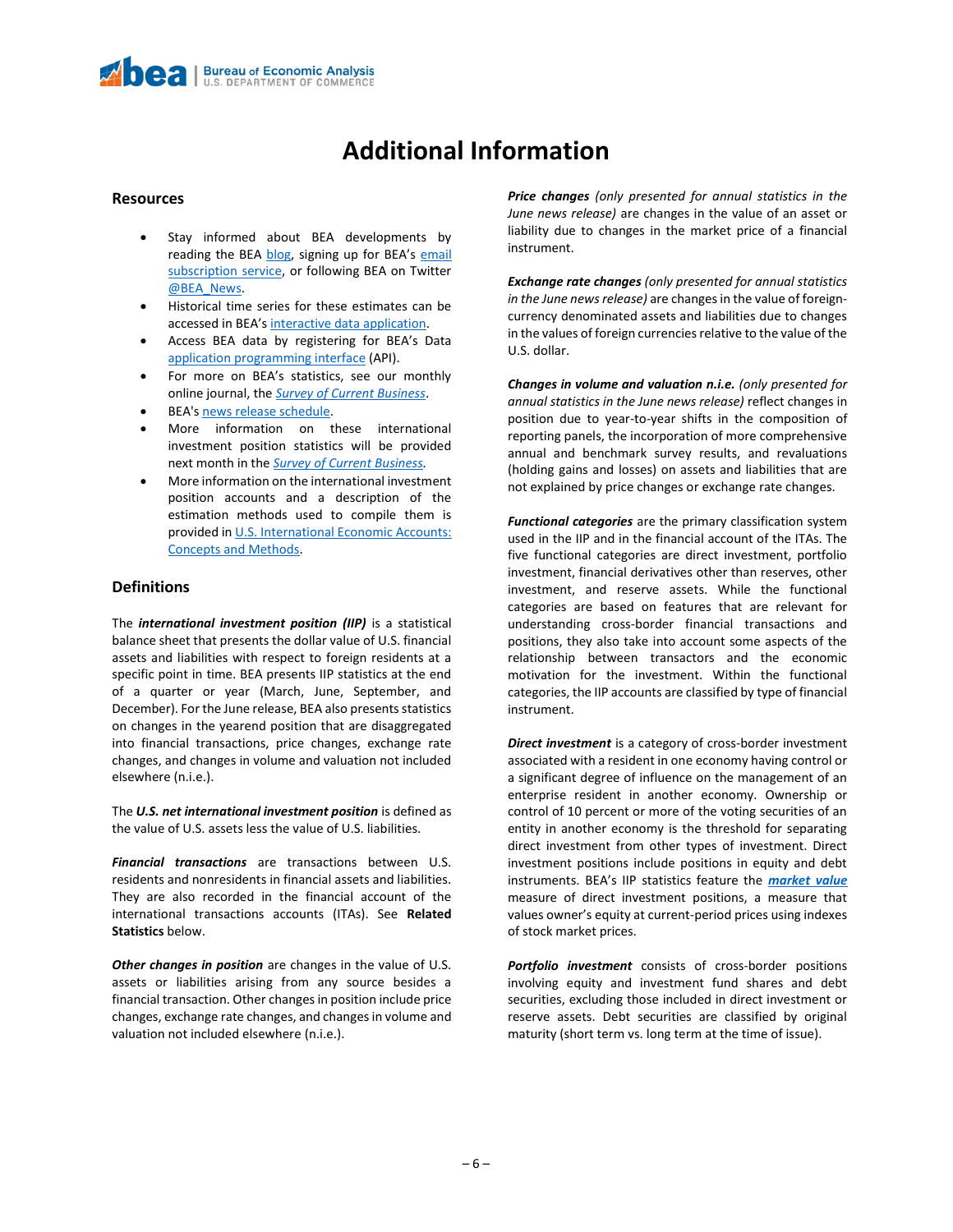# Additional Information

## Resources

- Stay informed about BEA developments by reading the BEA blog, signing up for BEA's email subscription service, or following BEA on Twitter @BEA_News.
- Historical time series for these estimates can be accessed in BEA's interactive data application.
- Access BEA data by registering for BEA's Data application programming interface (API).
- For more on BEA's statistics, see our monthly online journal, the *Survey of Current Business*.
- BEA's news release schedule.
- More information on these international investment position statistics will be provided next month in the *Survey of Current Business*.
- More information on the international investment position accounts and a description of the estimation methods used to compile them is provided in U.S. International Economic Accounts: Concepts and Methods.

## Definitions

The ***international investment position (IIP)*** is a statistical balance sheet that presents the dollar value of U.S. financial assets and liabilities with respect to foreign residents at a specific point in time. BEA presents IIP statistics at the end of a quarter or year (March, June, September, and December). For the June release, BEA also presents statistics on changes in the yearend position that are disaggregated into financial transactions, price changes, exchange rate changes, and changes in volume and valuation not included elsewhere (n.i.e.).

The ***U.S. net international investment position*** is defined as the value of U.S. assets less the value of U.S. liabilities.

***Financial transactions*** are transactions between U.S. residents and nonresidents in financial assets and liabilities. They are also recorded in the financial account of the international transactions accounts (ITAs). See **Related Statistics** below.

***Other changes in position*** are changes in the value of U.S. assets or liabilities arising from any source besides a financial transaction. Other changes in position include price changes, exchange rate changes, and changes in volume and valuation not included elsewhere (n.i.e.).

***Price changes*** *(only presented for annual statistics in the June news release)* are changes in the value of an asset or liability due to changes in the market price of a financial instrument.

***Exchange rate changes*** *(only presented for annual statistics in the June news release)* are changes in the value of foreign-currency denominated assets and liabilities due to changes in the values of foreign currencies relative to the value of the U.S. dollar.

***Changes in volume and valuation n.i.e.*** *(only presented for annual statistics in the June news release)* reflect changes in position due to year-to-year shifts in the composition of reporting panels, the incorporation of more comprehensive annual and benchmark survey results, and revaluations (holding gains and losses) on assets and liabilities that are not explained by price changes or exchange rate changes.

***Functional categories*** are the primary classification system used in the IIP and in the financial account of the ITAs. The five functional categories are direct investment, portfolio investment, financial derivatives other than reserves, other investment, and reserve assets. While the functional categories are based on features that are relevant for understanding cross-border financial transactions and positions, they also take into account some aspects of the relationship between transactors and the economic motivation for the investment. Within the functional categories, the IIP accounts are classified by type of financial instrument.

***Direct investment*** is a category of cross-border investment associated with a resident in one economy having control or a significant degree of influence on the management of an enterprise resident in another economy. Ownership or control of 10 percent or more of the voting securities of an entity in another economy is the threshold for separating direct investment from other types of investment. Direct investment positions include positions in equity and debt instruments. BEA's IIP statistics feature the ***market value*** measure of direct investment positions, a measure that values owner's equity at current-period prices using indexes of stock market prices.

***Portfolio investment*** consists of cross-border positions involving equity and investment fund shares and debt securities, excluding those included in direct investment or reserve assets. Debt securities are classified by original maturity (short term vs. long term at the time of issue).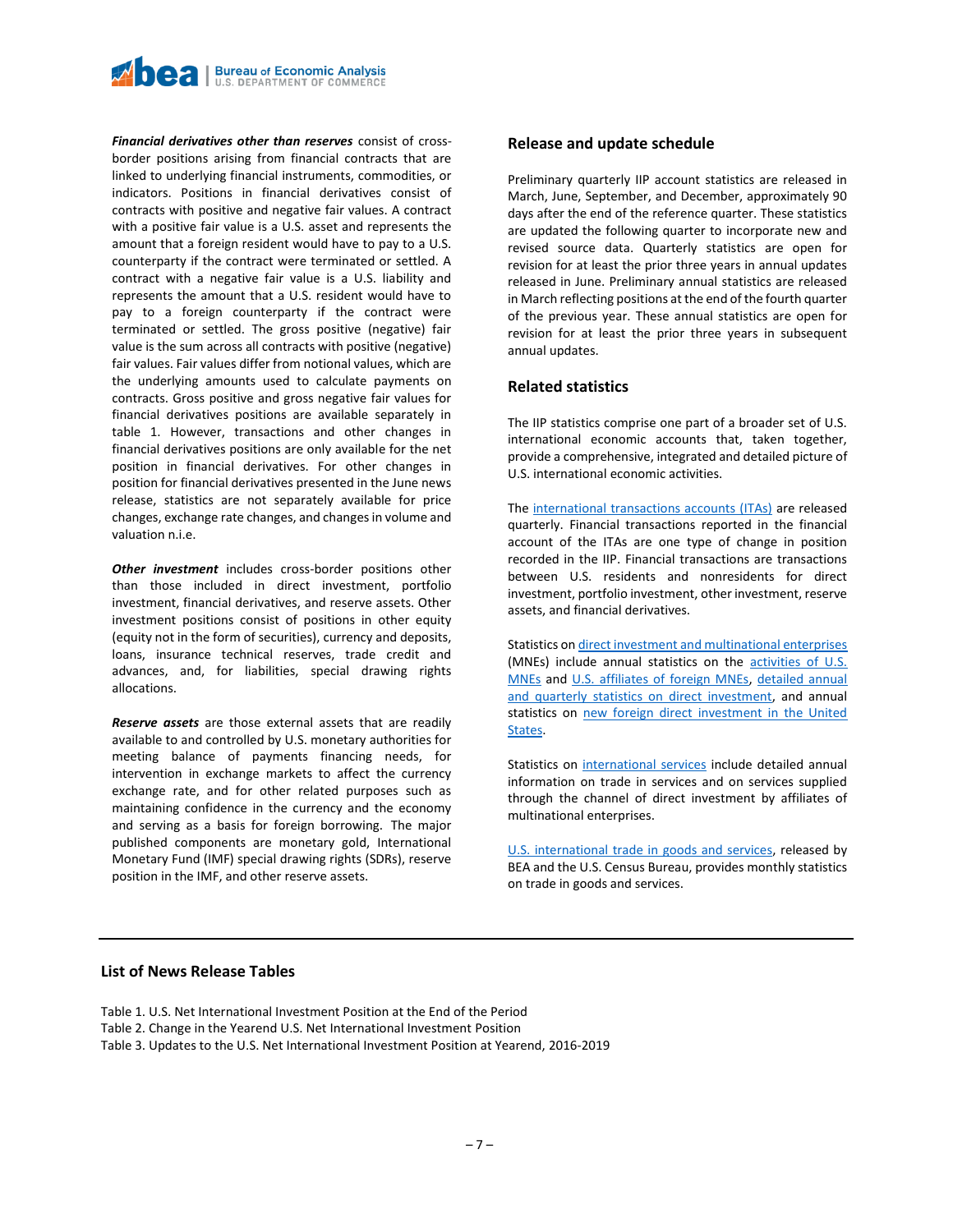***Financial derivatives other than reserves*** consist of cross-border positions arising from financial contracts that are linked to underlying financial instruments, commodities, or indicators. Positions in financial derivatives consist of contracts with positive and negative fair values. A contract with a positive fair value is a U.S. asset and represents the amount that a foreign resident would have to pay to a U.S. counterparty if the contract were terminated or settled. A contract with a negative fair value is a U.S. liability and represents the amount that a U.S. resident would have to pay to a foreign counterparty if the contract were terminated or settled. The gross positive (negative) fair value is the sum across all contracts with positive (negative) fair values. Fair values differ from notional values, which are the underlying amounts used to calculate payments on contracts. Gross positive and gross negative fair values for financial derivatives positions are available separately in table 1. However, transactions and other changes in financial derivatives positions are only available for the net position in financial derivatives. For other changes in position for financial derivatives presented in the June news release, statistics are not separately available for price changes, exchange rate changes, and changes in volume and valuation n.i.e.

***Other investment*** includes cross-border positions other than those included in direct investment, portfolio investment, financial derivatives, and reserve assets. Other investment positions consist of positions in other equity (equity not in the form of securities), currency and deposits, loans, insurance technical reserves, trade credit and advances, and, for liabilities, special drawing rights allocations.

***Reserve assets*** are those external assets that are readily available to and controlled by U.S. monetary authorities for meeting balance of payments financing needs, for intervention in exchange markets to affect the currency exchange rate, and for other related purposes such as maintaining confidence in the currency and the economy and serving as a basis for foreign borrowing. The major published components are monetary gold, International Monetary Fund (IMF) special drawing rights (SDRs), reserve position in the IMF, and other reserve assets.

## Release and update schedule

Preliminary quarterly IIP account statistics are released in March, June, September, and December, approximately 90 days after the end of the reference quarter. These statistics are updated the following quarter to incorporate new and revised source data. Quarterly statistics are open for revision for at least the prior three years in annual updates released in June. Preliminary annual statistics are released in March reflecting positions at the end of the fourth quarter of the previous year. These annual statistics are open for revision for at least the prior three years in subsequent annual updates.

## Related statistics

The IIP statistics comprise one part of a broader set of U.S. international economic accounts that, taken together, provide a comprehensive, integrated and detailed picture of U.S. international economic activities.

The international transactions accounts (ITAs) are released quarterly. Financial transactions reported in the financial account of the ITAs are one type of change in position recorded in the IIP. Financial transactions are transactions between U.S. residents and nonresidents for direct investment, portfolio investment, other investment, reserve assets, and financial derivatives.

Statistics on direct investment and multinational enterprises (MNEs) include annual statistics on the activities of U.S. MNEs and U.S. affiliates of foreign MNEs, detailed annual and quarterly statistics on direct investment, and annual statistics on new foreign direct investment in the United States.

Statistics on international services include detailed annual information on trade in services and on services supplied through the channel of direct investment by affiliates of multinational enterprises.

U.S. international trade in goods and services, released by BEA and the U.S. Census Bureau, provides monthly statistics on trade in goods and services.

## List of News Release Tables

Table 1. U.S. Net International Investment Position at the End of the Period
Table 2. Change in the Yearend U.S. Net International Investment Position
Table 3. Updates to the U.S. Net International Investment Position at Yearend, 2016-2019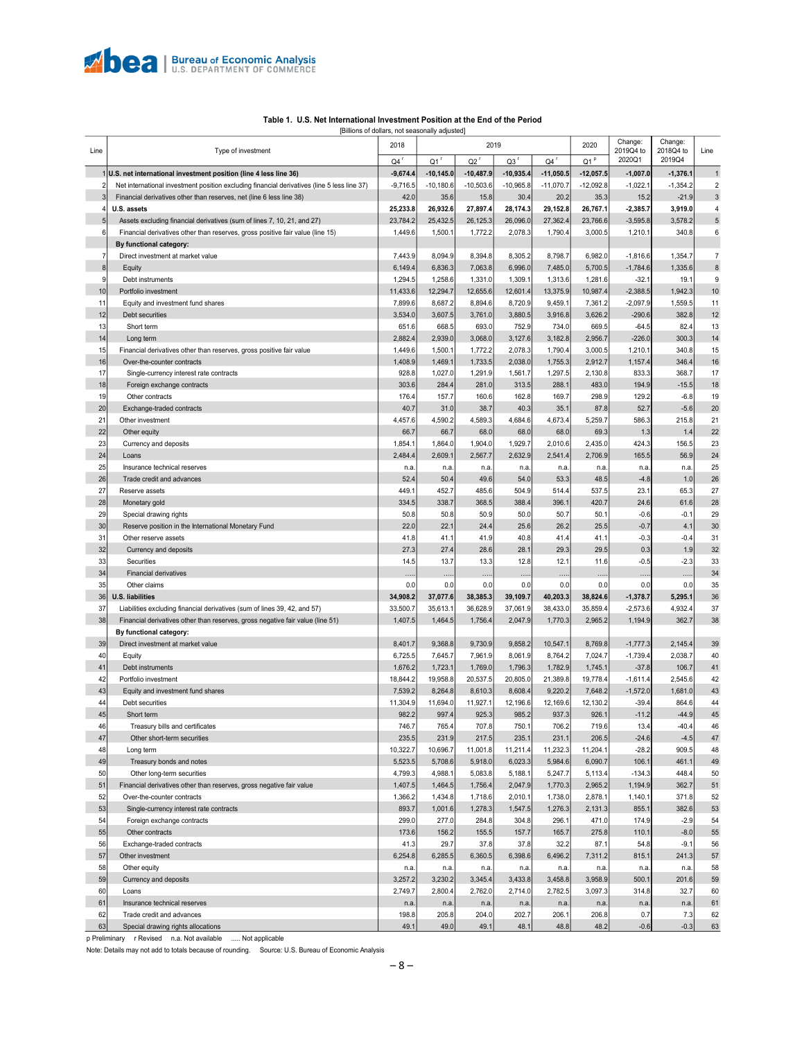**Table 1. U.S. Net International Investment Position at the End of the Period**

[Billions of dollars, not seasonally adjusted]

| Line | Type of investment | 2018 Q4 r | 2019 Q1 r | 2019 Q2 r | 2019 Q3 r | 2019 Q4 r | 2020 Q1 p | Change: 2019Q4 to 2020Q1 | Change: 2018Q4 to 2019Q4 | Line |
|---|---|---|---|---|---|---|---|---|---|---|
| 1 | **U.S. net international investment position (line 4 less line 36)** | **-9,674.4** | **-10,145.0** | **-10,487.9** | **-10,935.4** | **-11,050.5** | **-12,057.5** | **-1,007.0** | **-1,376.1** | 1 |
| 2 | Net international investment position excluding financial derivatives (line 5 less line 37) | -9,716.5 | -10,180.6 | -10,503.6 | -10,965.8 | -11,070.7 | -12,092.8 | -1,022.1 | -1,354.2 | 2 |
| 3 | Financial derivatives other than reserves, net (line 6 less line 38) | 42.0 | 35.6 | 15.8 | 30.4 | 20.2 | 35.3 | 15.2 | -21.9 | 3 |
| 4 | **U.S. assets** | **25,233.8** | **26,932.6** | **27,897.4** | **28,174.3** | **29,152.8** | **26,767.1** | **-2,385.7** | **3,919.0** | 4 |
| 5 | Assets excluding financial derivatives (sum of lines 7, 10, 21, and 27) | 23,784.2 | 25,432.5 | 26,125.3 | 26,096.0 | 27,362.4 | 23,766.6 | -3,595.8 | 3,578.2 | 5 |
| 6 | Financial derivatives other than reserves, gross positive fair value (line 15) | 1,449.6 | 1,500.1 | 1,772.2 | 2,078.3 | 1,790.4 | 3,000.5 | 1,210.1 | 340.8 | 6 |
| | **By functional category:** | | | | | | | | | |
| 7 | Direct investment at market value | 7,443.9 | 8,094.9 | 8,394.8 | 8,305.2 | 8,798.7 | 6,982.0 | -1,816.6 | 1,354.7 | 7 |
| 8 | Equity | 6,149.4 | 6,836.3 | 7,063.8 | 6,996.0 | 7,485.0 | 5,700.5 | -1,784.6 | 1,335.6 | 8 |
| 9 | Debt instruments | 1,294.5 | 1,258.6 | 1,331.0 | 1,309.1 | 1,313.6 | 1,281.6 | -32.1 | 19.1 | 9 |
| 10 | Portfolio investment | 11,433.6 | 12,294.7 | 12,655.6 | 12,601.4 | 13,375.9 | 10,987.4 | -2,388.5 | 1,942.3 | 10 |
| 11 | Equity and investment fund shares | 7,899.6 | 8,687.2 | 8,894.6 | 8,720.9 | 9,459.1 | 7,361.2 | -2,097.9 | 1,559.5 | 11 |
| 12 | Debt securities | 3,534.0 | 3,607.5 | 3,761.0 | 3,880.5 | 3,916.8 | 3,626.2 | -290.6 | 382.8 | 12 |
| 13 | Short term | 651.6 | 668.5 | 693.0 | 752.9 | 734.0 | 669.5 | -64.5 | 82.4 | 13 |
| 14 | Long term | 2,882.4 | 2,939.0 | 3,068.0 | 3,127.6 | 3,182.8 | 2,956.7 | -226.0 | 300.3 | 14 |
| 15 | Financial derivatives other than reserves, gross positive fair value | 1,449.6 | 1,500.1 | 1,772.2 | 2,078.3 | 1,790.4 | 3,000.5 | 1,210.1 | 340.8 | 15 |
| 16 | Over-the-counter contracts | 1,408.9 | 1,469.1 | 1,733.5 | 2,038.0 | 1,755.3 | 2,912.7 | 1,157.4 | 346.4 | 16 |
| 17 | Single-currency interest rate contracts | 928.8 | 1,027.0 | 1,291.9 | 1,561.7 | 1,297.5 | 2,130.8 | 833.3 | 368.7 | 17 |
| 18 | Foreign exchange contracts | 303.6 | 284.4 | 281.0 | 313.5 | 288.1 | 483.0 | 194.9 | -15.5 | 18 |
| 19 | Other contracts | 176.4 | 157.7 | 160.6 | 162.8 | 169.7 | 298.9 | 129.2 | -6.8 | 19 |
| 20 | Exchange-traded contracts | 40.7 | 31.0 | 38.7 | 40.3 | 35.1 | 87.8 | 52.7 | -5.6 | 20 |
| 21 | Other investment | 4,457.6 | 4,590.2 | 4,589.3 | 4,684.6 | 4,673.4 | 5,259.7 | 586.3 | 215.8 | 21 |
| 22 | Other equity | 66.7 | 66.7 | 68.0 | 68.0 | 68.0 | 69.3 | 1.3 | 1.4 | 22 |
| 23 | Currency and deposits | 1,854.1 | 1,864.0 | 1,904.0 | 1,929.7 | 2,010.6 | 2,435.0 | 424.3 | 156.5 | 23 |
| 24 | Loans | 2,484.4 | 2,609.1 | 2,567.7 | 2,632.9 | 2,541.4 | 2,706.9 | 165.5 | 56.9 | 24 |
| 25 | Insurance technical reserves | n.a. | n.a. | n.a. | n.a. | n.a. | n.a. | n.a. | n.a. | 25 |
| 26 | Trade credit and advances | 52.4 | 50.4 | 49.6 | 54.0 | 53.3 | 48.5 | -4.8 | 1.0 | 26 |
| 27 | Reserve assets | 449.1 | 452.7 | 485.6 | 504.9 | 514.4 | 537.5 | 23.1 | 65.3 | 27 |
| 28 | Monetary gold | 334.5 | 338.7 | 368.5 | 388.4 | 396.1 | 420.7 | 24.6 | 61.6 | 28 |
| 29 | Special drawing rights | 50.8 | 50.8 | 50.9 | 50.0 | 50.7 | 50.1 | -0.6 | -0.1 | 29 |
| 30 | Reserve position in the International Monetary Fund | 22.0 | 22.1 | 24.4 | 25.6 | 26.2 | 25.5 | -0.7 | 4.1 | 30 |
| 31 | Other reserve assets | 41.8 | 41.1 | 41.9 | 40.8 | 41.4 | 41.1 | -0.3 | -0.4 | 31 |
| 32 | Currency and deposits | 27.3 | 27.4 | 28.6 | 28.1 | 29.3 | 29.5 | 0.3 | 1.9 | 32 |
| 33 | Securities | 14.5 | 13.7 | 13.3 | 12.8 | 12.1 | 11.6 | -0.5 | -2.3 | 33 |
| 34 | Financial derivatives | ..... | ..... | ..... | ..... | ..... | ..... | ..... | ..... | 34 |
| 35 | Other claims | 0.0 | 0.0 | 0.0 | 0.0 | 0.0 | 0.0 | 0.0 | 0.0 | 35 |
| 36 | **U.S. liabilities** | **34,908.2** | **37,077.6** | **38,385.3** | **39,109.7** | **40,203.3** | **38,824.6** | **-1,378.7** | **5,295.1** | 36 |
| 37 | Liabilities excluding financial derivatives (sum of lines 39, 42, and 57) | 33,500.7 | 35,613.1 | 36,628.9 | 37,061.9 | 38,433.0 | 35,859.4 | -2,573.6 | 4,932.4 | 37 |
| 38 | Financial derivatives other than reserves, gross negative fair value (line 51) | 1,407.5 | 1,464.5 | 1,756.4 | 2,047.9 | 1,770.3 | 2,965.2 | 1,194.9 | 362.7 | 38 |
| | **By functional category:** | | | | | | | | | |
| 39 | Direct investment at market value | 8,401.7 | 9,368.8 | 9,730.9 | 9,858.2 | 10,547.1 | 8,769.8 | -1,777.3 | 2,145.4 | 39 |
| 40 | Equity | 6,725.5 | 7,645.7 | 7,961.9 | 8,061.9 | 8,764.2 | 7,024.7 | -1,739.4 | 2,038.7 | 40 |
| 41 | Debt instruments | 1,676.2 | 1,723.1 | 1,769.0 | 1,796.3 | 1,782.9 | 1,745.1 | -37.8 | 106.7 | 41 |
| 42 | Portfolio investment | 18,844.2 | 19,958.8 | 20,537.5 | 20,805.0 | 21,389.8 | 19,778.4 | -1,611.4 | 2,545.6 | 42 |
| 43 | Equity and investment fund shares | 7,539.2 | 8,264.8 | 8,610.3 | 8,608.4 | 9,220.2 | 7,648.2 | -1,572.0 | 1,681.0 | 43 |
| 44 | Debt securities | 11,304.9 | 11,694.0 | 11,927.1 | 12,196.6 | 12,169.6 | 12,130.2 | -39.4 | 864.6 | 44 |
| 45 | Short term | 982.2 | 997.4 | 925.3 | 985.2 | 937.3 | 926.1 | -11.2 | -44.9 | 45 |
| 46 | Treasury bills and certificates | 746.7 | 765.4 | 707.8 | 750.1 | 706.2 | 719.6 | 13.4 | -40.4 | 46 |
| 47 | Other short-term securities | 235.5 | 231.9 | 217.5 | 235.1 | 231.1 | 206.5 | -24.6 | -4.5 | 47 |
| 48 | Long term | 10,322.7 | 10,696.7 | 11,001.8 | 11,211.4 | 11,232.3 | 11,204.1 | -28.2 | 909.5 | 48 |
| 49 | Treasury bonds and notes | 5,523.5 | 5,708.6 | 5,918.0 | 6,023.3 | 5,984.6 | 6,090.7 | 106.1 | 461.1 | 49 |
| 50 | Other long-term securities | 4,799.3 | 4,988.1 | 5,083.8 | 5,188.1 | 5,247.7 | 5,113.4 | -134.3 | 448.4 | 50 |
| 51 | Financial derivatives other than reserves, gross negative fair value | 1,407.5 | 1,464.5 | 1,756.4 | 2,047.9 | 1,770.3 | 2,965.2 | 1,194.9 | 362.7 | 51 |
| 52 | Over-the-counter contracts | 1,366.2 | 1,434.8 | 1,718.6 | 2,010.1 | 1,738.0 | 2,878.1 | 1,140.1 | 371.8 | 52 |
| 53 | Single-currency interest rate contracts | 893.7 | 1,001.6 | 1,278.3 | 1,547.5 | 1,276.3 | 2,131.3 | 855.1 | 382.6 | 53 |
| 54 | Foreign exchange contracts | 299.0 | 277.0 | 284.8 | 304.8 | 296.1 | 471.0 | 174.9 | -2.9 | 54 |
| 55 | Other contracts | 173.6 | 156.2 | 155.5 | 157.7 | 165.7 | 275.8 | 110.1 | -8.0 | 55 |
| 56 | Exchange-traded contracts | 41.3 | 29.7 | 37.8 | 37.8 | 32.2 | 87.1 | 54.8 | -9.1 | 56 |
| 57 | Other investment | 6,254.8 | 6,285.5 | 6,360.5 | 6,398.6 | 6,496.2 | 7,311.2 | 815.1 | 241.3 | 57 |
| 58 | Other equity | n.a. | n.a. | n.a. | n.a. | n.a. | n.a. | n.a. | n.a. | 58 |
| 59 | Currency and deposits | 3,257.2 | 3,230.2 | 3,345.4 | 3,433.8 | 3,458.8 | 3,958.9 | 500.1 | 201.6 | 59 |
| 60 | Loans | 2,749.7 | 2,800.4 | 2,762.0 | 2,714.0 | 2,782.5 | 3,097.3 | 314.8 | 32.7 | 60 |
| 61 | Insurance technical reserves | n.a. | n.a. | n.a. | n.a. | n.a. | n.a. | n.a. | n.a. | 61 |
| 62 | Trade credit and advances | 198.8 | 205.8 | 204.0 | 202.7 | 206.1 | 206.8 | 0.7 | 7.3 | 62 |
| 63 | Special drawing rights allocations | 49.1 | 49.0 | 49.1 | 48.1 | 48.8 | 48.2 | -0.6 | -0.3 | 63 |

p Preliminary r Revised n.a. Not available ..... Not applicable

Note: Details may not add to totals because of rounding. Source: U.S. Bureau of Economic Analysis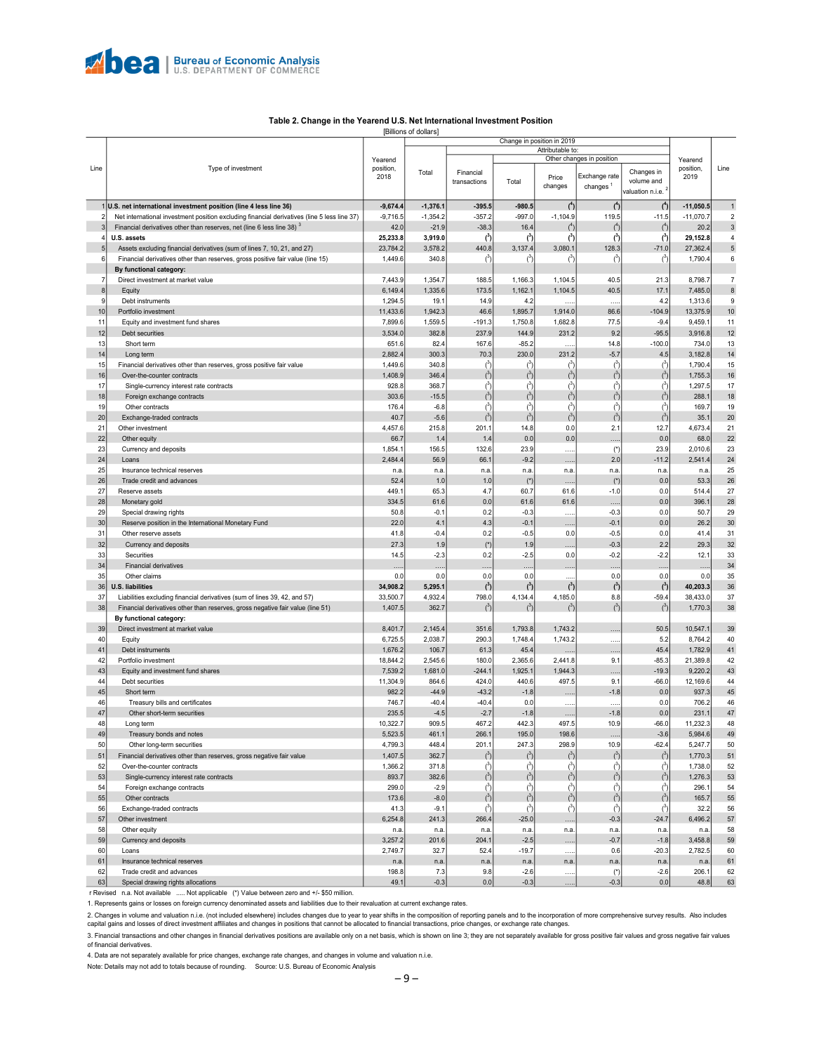## Table 2. Change in the Yearend U.S. Net International Investment Position

[Billions of dollars]

| Line | Type of investment | Yearend position, 2018 | Change in position in 2019: Total | Attributable to: Financial transactions | Other changes in position: Total | Price changes | Exchange rate changes [1] | Changes in volume and valuation n.i.e. [2] | Yearend position, 2019 | Line |
|---|---|---|---|---|---|---|---|---|---|---|
| 1 | **U.S. net international investment position (line 4 less line 36)** | **-9,674.4** | **-1,376.1** | **-395.5** | **-980.5** | **(4)** | **(4)** | **(4)** | **-11,050.5** | 1 |
| 2 | Net international investment position excluding financial derivatives (line 5 less line 37) | -9,716.5 | -1,354.2 | -357.2 | -997.0 | -1,104.9 | 119.5 | -11.5 | -11,070.7 | 2 |
| 3 | Financial derivatives other than reserves, net (line 6 less line 38) [3] | 42.0 | -21.9 | -38.3 | 16.4 | (4) | (4) | (4) | 20.2 | 3 |
| 4 | **U.S. assets** | **25,233.8** | **3,919.0** | **(3)** | **(3)** | **(3)** | **(3)** | **(3)** | **29,152.8** | 4 |
| 5 | Assets excluding financial derivatives (sum of lines 7, 10, 21, and 27) | 23,784.2 | 3,578.2 | 440.8 | 3,137.4 | 3,080.1 | 128.3 | -71.0 | 27,362.4 | 5 |
| 6 | Financial derivatives other than reserves, gross positive fair value (line 15) | 1,449.6 | 340.8 | (3) | (3) | (3) | (3) | (3) | 1,790.4 | 6 |
| | **By functional category:** | | | | | | | | | |
| 7 | Direct investment at market value | 7,443.9 | 1,354.7 | 188.5 | 1,166.3 | 1,104.5 | 40.5 | 21.3 | 8,798.7 | 7 |
| 8 | Equity | 6,149.4 | 1,335.6 | 173.5 | 1,162.1 | 1,104.5 | 40.5 | 17.1 | 7,485.0 | 8 |
| 9 | Debt instruments | 1,294.5 | 19.1 | 14.9 | 4.2 | ..... | ..... | 4.2 | 1,313.6 | 9 |
| 10 | Portfolio investment | 11,433.6 | 1,942.3 | 46.6 | 1,895.7 | 1,914.0 | 86.6 | -104.9 | 13,375.9 | 10 |
| 11 | Equity and investment fund shares | 7,899.6 | 1,559.5 | -191.3 | 1,750.8 | 1,682.8 | 77.5 | -9.4 | 9,459.1 | 11 |
| 12 | Debt securities | 3,534.0 | 382.8 | 237.9 | 144.9 | 231.2 | 9.2 | -95.5 | 3,916.8 | 12 |
| 13 | Short term | 651.6 | 82.4 | 167.6 | -85.2 | ..... | 14.8 | -100.0 | 734.0 | 13 |
| 14 | Long term | 2,882.4 | 300.3 | 70.3 | 230.0 | 231.2 | -5.7 | 4.5 | 3,182.8 | 14 |
| 15 | Financial derivatives other than reserves, gross positive fair value | 1,449.6 | 340.8 | (3) | (3) | (3) | (3) | (3) | 1,790.4 | 15 |
| 16 | Over-the-counter contracts | 1,408.9 | 346.4 | (3) | (3) | (3) | (3) | (3) | 1,755.3 | 16 |
| 17 | Single-currency interest rate contracts | 928.8 | 368.7 | (3) | (3) | (3) | (3) | (3) | 1,297.5 | 17 |
| 18 | Foreign exchange contracts | 303.6 | -15.5 | (3) | (3) | (3) | (3) | (3) | 288.1 | 18 |
| 19 | Other contracts | 176.4 | -6.8 | (3) | (3) | (3) | (3) | (3) | 169.7 | 19 |
| 20 | Exchange-traded contracts | 40.7 | -5.6 | (3) | (3) | (3) | (3) | (3) | 35.1 | 20 |
| 21 | Other investment | 4,457.6 | 215.8 | 201.1 | 14.8 | 0.0 | 2.1 | 12.7 | 4,673.4 | 21 |
| 22 | Other equity | 66.7 | 1.4 | 1.4 | 0.0 | 0.0 | ..... | 0.0 | 68.0 | 22 |
| 23 | Currency and deposits | 1,854.1 | 156.5 | 132.6 | 23.9 | ..... | (*) | 23.9 | 2,010.6 | 23 |
| 24 | Loans | 2,484.4 | 56.9 | 66.1 | -9.2 | ..... | 2.0 | -11.2 | 2,541.4 | 24 |
| 25 | Insurance technical reserves | n.a. | n.a. | n.a. | n.a. | n.a. | n.a. | n.a. | n.a. | 25 |
| 26 | Trade credit and advances | 52.4 | 1.0 | 1.0 | (*) | ..... | (*) | 0.0 | 53.3 | 26 |
| 27 | Reserve assets | 449.1 | 65.3 | 4.7 | 60.7 | 61.6 | -1.0 | 0.0 | 514.4 | 27 |
| 28 | Monetary gold | 334.5 | 61.6 | 0.0 | 61.6 | 61.6 | ..... | 0.0 | 396.1 | 28 |
| 29 | Special drawing rights | 50.8 | -0.1 | 0.2 | -0.3 | ..... | -0.3 | 0.0 | 50.7 | 29 |
| 30 | Reserve position in the International Monetary Fund | 22.0 | 4.1 | 4.3 | -0.1 | ..... | -0.1 | 0.0 | 26.2 | 30 |
| 31 | Other reserve assets | 41.8 | -0.4 | 0.2 | -0.5 | 0.0 | -0.5 | 0.0 | 41.4 | 31 |
| 32 | Currency and deposits | 27.3 | 1.9 | (*) | 1.9 | ..... | -0.3 | 2.2 | 29.3 | 32 |
| 33 | Securities | 14.5 | -2.3 | 0.2 | -2.5 | 0.0 | -0.2 | -2.2 | 12.1 | 33 |
| 34 | Financial derivatives | ..... | ..... | ..... | ..... | ..... | ..... | ..... | ..... | 34 |
| 35 | Other claims | 0.0 | 0.0 | 0.0 | 0.0 | ..... | 0.0 | 0.0 | 0.0 | 35 |
| 36 | **U.S. liabilities** | **34,908.2** | **5,295.1** | **(3)** | **(3)** | **(3)** | **(3)** | **(3)** | **40,203.3** | 36 |
| 37 | Liabilities excluding financial derivatives (sum of lines 39, 42, and 57) | 33,500.7 | 4,932.4 | 798.0 | 4,134.4 | 4,185.0 | 8.8 | -59.4 | 38,433.0 | 37 |
| 38 | Financial derivatives other than reserves, gross negative fair value (line 51) | 1,407.5 | 362.7 | (3) | (3) | (3) | (3) | (3) | 1,770.3 | 38 |
| | **By functional category:** | | | | | | | | | |
| 39 | Direct investment at market value | 8,401.7 | 2,145.4 | 351.6 | 1,793.8 | 1,743.2 | ..... | 50.5 | 10,547.1 | 39 |
| 40 | Equity | 6,725.5 | 2,038.7 | 290.3 | 1,748.4 | 1,743.2 | ..... | 5.2 | 8,764.2 | 40 |
| 41 | Debt instruments | 1,676.2 | 106.7 | 61.3 | 45.4 | ..... | ..... | 45.4 | 1,782.9 | 41 |
| 42 | Portfolio investment | 18,844.2 | 2,545.6 | 180.0 | 2,365.6 | 2,441.8 | 9.1 | -85.3 | 21,389.8 | 42 |
| 43 | Equity and investment fund shares | 7,539.2 | 1,681.0 | -244.1 | 1,925.1 | 1,944.3 | ..... | -19.3 | 9,220.2 | 43 |
| 44 | Debt securities | 11,304.9 | 864.6 | 424.0 | 440.6 | 497.5 | 9.1 | -66.0 | 12,169.6 | 44 |
| 45 | Short term | 982.2 | -44.9 | -43.2 | -1.8 | ..... | -1.8 | 0.0 | 937.3 | 45 |
| 46 | Treasury bills and certificates | 746.7 | -40.4 | -40.4 | 0.0 | ..... | ..... | 0.0 | 706.2 | 46 |
| 47 | Other short-term securities | 235.5 | -4.5 | -2.7 | -1.8 | ..... | -1.8 | 0.0 | 231.1 | 47 |
| 48 | Long term | 10,322.7 | 909.5 | 467.2 | 442.3 | 497.5 | 10.9 | -66.0 | 11,232.3 | 48 |
| 49 | Treasury bonds and notes | 5,523.5 | 461.1 | 266.1 | 195.0 | 198.6 | ..... | -3.6 | 5,984.6 | 49 |
| 50 | Other long-term securities | 4,799.3 | 448.4 | 201.1 | 247.3 | 298.9 | 10.9 | -62.4 | 5,247.7 | 50 |
| 51 | Financial derivatives other than reserves, gross negative fair value | 1,407.5 | 362.7 | (3) | (3) | (3) | (3) | (3) | 1,770.3 | 51 |
| 52 | Over-the-counter contracts | 1,366.2 | 371.8 | (3) | (3) | (3) | (3) | (3) | 1,738.0 | 52 |
| 53 | Single-currency interest rate contracts | 893.7 | 382.6 | (3) | (3) | (3) | (3) | (3) | 1,276.3 | 53 |
| 54 | Foreign exchange contracts | 299.0 | -2.9 | (3) | (3) | (3) | (3) | (3) | 296.1 | 54 |
| 55 | Other contracts | 173.6 | -8.0 | (3) | (3) | (3) | (3) | (3) | 165.7 | 55 |
| 56 | Exchange-traded contracts | 41.3 | -9.1 | (3) | (3) | (3) | (3) | (3) | 32.2 | 56 |
| 57 | Other investment | 6,254.8 | 241.3 | 266.4 | -25.0 | ..... | -0.3 | -24.7 | 6,496.2 | 57 |
| 58 | Other equity | n.a. | n.a. | n.a. | n.a. | n.a. | n.a. | n.a. | n.a. | 58 |
| 59 | Currency and deposits | 3,257.2 | 201.6 | 204.1 | -2.5 | ..... | -0.7 | -1.8 | 3,458.8 | 59 |
| 60 | Loans | 2,749.7 | 32.7 | 52.4 | -19.7 | ..... | 0.6 | -20.3 | 2,782.5 | 60 |
| 61 | Insurance technical reserves | n.a. | n.a. | n.a. | n.a. | n.a. | n.a. | n.a. | n.a. | 61 |
| 62 | Trade credit and advances | 198.8 | 7.3 | 9.8 | -2.6 | ..... | (*) | -2.6 | 206.1 | 62 |
| 63 | Special drawing rights allocations | 49.1 | -0.3 | 0.0 | -0.3 | ..... | -0.3 | 0.0 | 48.8 | 63 |

r Revised n.a. Not available ..... Not applicable (*) Value between zero and +/- $50 million.

1. Represents gains or losses on foreign currency denominated assets and liabilities due to their revaluation at current exchange rates.

2. Changes in volume and valuation n.i.e. (not included elsewhere) includes changes due to year to year shifts in the composition of reporting panels and to the incorporation of more comprehensive survey results. Also includes capital gains and losses of direct investment affiliates and changes in positions that cannot be allocated to financial transactions, price changes, or exchange rate changes.

3. Financial transactions and other changes in financial derivatives positions are available only on a net basis, which is shown on line 3; they are not separately available for gross positive fair values and gross negative fair values of financial derivatives.

4. Data are not separately available for price changes, exchange rate changes, and changes in volume and valuation n.i.e.

Note: Details may not add to totals because of rounding. Source: U.S. Bureau of Economic Analysis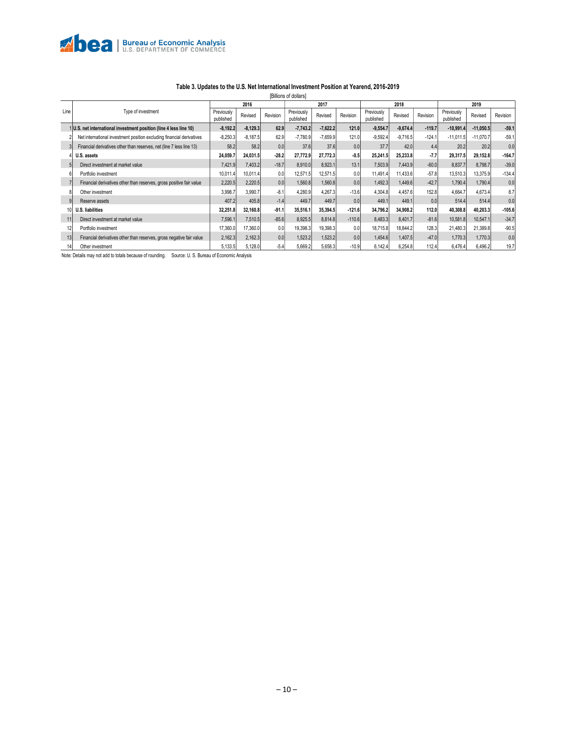### Table 3. Updates to the U.S. Net International Investment Position at Yearend, 2016-2019

[Billions of dollars]

| Line | Type of investment | 2016 | | | 2017 | | | 2018 | | | 2019 | | |
|---|---|---|---|---|---|---|---|---|---|---|---|---|---|
| | | Previously published | Revised | Revision | Previously published | Revised | Revision | Previously published | Revised | Revision | Previously published | Revised | Revision |
| 1 | **U.S. net international investment position (line 4 less line 10)** | **-8,192.2** | **-8,129.3** | **62.9** | **-7,743.2** | **-7,622.2** | **121.0** | **-9,554.7** | **-9,674.4** | **-119.7** | **-10,991.4** | **-11,050.5** | **-59.1** |
| 2 | Net international investment position excluding financial derivatives | -8,250.3 | -8,187.5 | 62.9 | -7,780.9 | -7,659.9 | 121.0 | -9,592.4 | -9,716.5 | -124.1 | -11,011.5 | -11,070.7 | -59.1 |
| 3 | Financial derivatives other than reserves, net (line 7 less line 13) | 58.2 | 58.2 | 0.0 | 37.6 | 37.6 | 0.0 | 37.7 | 42.0 | 4.4 | 20.2 | 20.2 | 0.0 |
| 4 | **U.S. assets** | **24,059.7** | **24,031.5** | **-28.2** | **27,772.9** | **27,772.3** | **-0.5** | **25,241.5** | **25,233.8** | **-7.7** | **29,317.5** | **29,152.8** | **-164.7** |
| 5 | Direct investment at market value | 7,421.9 | 7,403.2 | -18.7 | 8,910.0 | 8,923.1 | 13.1 | 7,503.9 | 7,443.9 | -60.0 | 8,837.7 | 8,798.7 | -39.0 |
| 6 | Portfolio investment | 10,011.4 | 10,011.4 | 0.0 | 12,571.5 | 12,571.5 | 0.0 | 11,491.4 | 11,433.6 | -57.8 | 13,510.3 | 13,375.9 | -134.4 |
| 7 | Financial derivatives other than reserves, gross positive fair value | 2,220.5 | 2,220.5 | 0.0 | 1,560.8 | 1,560.8 | 0.0 | 1,492.3 | 1,449.6 | -42.7 | 1,790.4 | 1,790.4 | 0.0 |
| 8 | Other investment | 3,998.7 | 3,990.7 | -8.1 | 4,280.9 | 4,267.3 | -13.6 | 4,304.8 | 4,457.6 | 152.8 | 4,664.7 | 4,673.4 | 8.7 |
| 9 | Reserve assets | 407.2 | 405.8 | -1.4 | 449.7 | 449.7 | 0.0 | 449.1 | 449.1 | 0.0 | 514.4 | 514.4 | 0.0 |
| 10 | **U.S. liabilities** | **32,251.8** | **32,160.8** | **-91.1** | **35,516.1** | **35,394.5** | **-121.6** | **34,796.2** | **34,908.2** | **112.0** | **40,308.8** | **40,203.3** | **-105.6** |
| 11 | Direct investment at market value | 7,596.1 | 7,510.5 | -85.6 | 8,925.5 | 8,814.8 | -110.6 | 8,483.3 | 8,401.7 | -81.6 | 10,581.8 | 10,547.1 | -34.7 |
| 12 | Portfolio investment | 17,360.0 | 17,360.0 | 0.0 | 19,398.3 | 19,398.3 | 0.0 | 18,715.8 | 18,844.2 | 128.3 | 21,480.3 | 21,389.8 | -90.5 |
| 13 | Financial derivatives other than reserves, gross negative fair value | 2,162.3 | 2,162.3 | 0.0 | 1,523.2 | 1,523.2 | 0.0 | 1,454.6 | 1,407.5 | -47.0 | 1,770.3 | 1,770.3 | 0.0 |
| 14 | Other investment | 5,133.5 | 5,128.0 | -5.4 | 5,669.2 | 5,658.3 | -10.9 | 6,142.4 | 6,254.8 | 112.4 | 6,476.4 | 6,496.2 | 19.7 |

Note: Details may not add to totals because of rounding. Source: U. S. Bureau of Economic Analysis